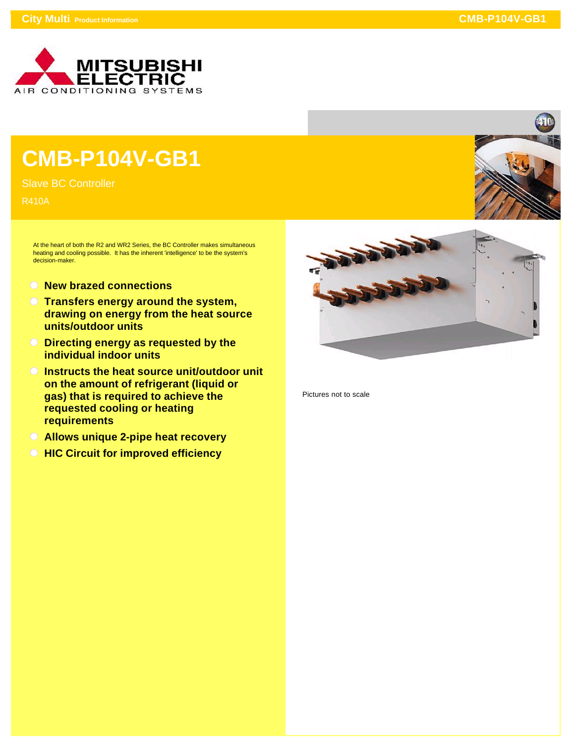# CMB-P104V-GB1

Slave BC Controller

R410A

At the heart of both the R2 and WR2 Series, the BC Controller makes simultaneous heating and cooling possible. It has the inherent 'intelligence' to be the system's decision-maker.

- **New brazed connections**
- **Transfers energy around the system, drawing on energy from the heat source units/outdoor units**
- **Directing energy as requested by the individual indoor units**
- **Instructs the heat source unit/outdoor unit on the amount of refrigerant (liquid or gas) that is required to achieve the requested cooling or heating requirements**
- **Allows unique 2-pipe heat recovery**
- **HIC Circuit for improved efficiency**

Pictures not to scale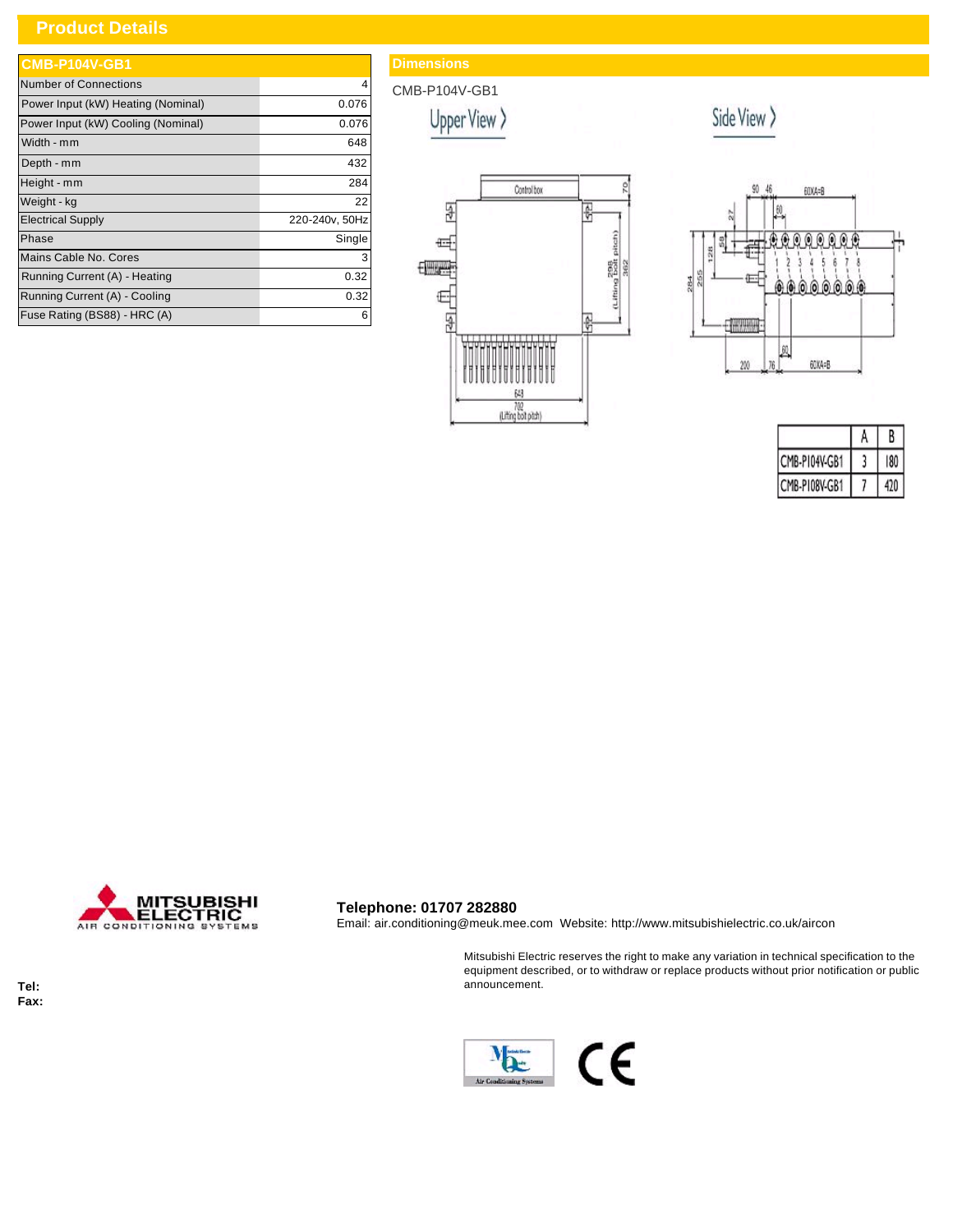# Product Details

| CMB-P104V-GB1 | |
|---|---|
| Number of Connections | 4 |
| Power Input (kW) Heating (Nominal) | 0.076 |
| Power Input (kW) Cooling (Nominal) | 0.076 |
| Width - mm | 648 |
| Depth - mm | 432 |
| Height - mm | 284 |
| Weight - kg | 22 |
| Electrical Supply | 220-240v, 50Hz |
| Phase | Single |
| Mains Cable No. Cores | 3 |
| Running Current (A) - Heating | 0.32 |
| Running Current (A) - Cooling | 0.32 |
| Fuse Rating (BS88) - HRC (A) | 6 |

## Dimensions

CMB-P104V-GB1

Upper View

Control box

70

298 (Lifting bolt pitch)

362

648

702 (Lifting bolt pitch)

Side View

90 46 60XA=B

60

27

58

128

284

255

1 2 3 4 5 6 7 8

60

200 76 60XA=B

| | A | B |
|---|---|---|
| CMB-P104V-GB1 | 3 | 180 |
| CMB-P108V-GB1 | 7 | 420 |

MITSUBISHI ELECTRIC
AIR CONDITIONING SYSTEMS

**Telephone: 01707 282880**

Email: air.conditioning@meuk.mee.com Website: http://www.mitsubishielectric.co.uk/aircon

Mitsubishi Electric reserves the right to make any variation in technical specification to the equipment described, or to withdraw or replace products without prior notification or public announcement.

**Tel:**
**Fax:**

Air Conditioning Systems

CE